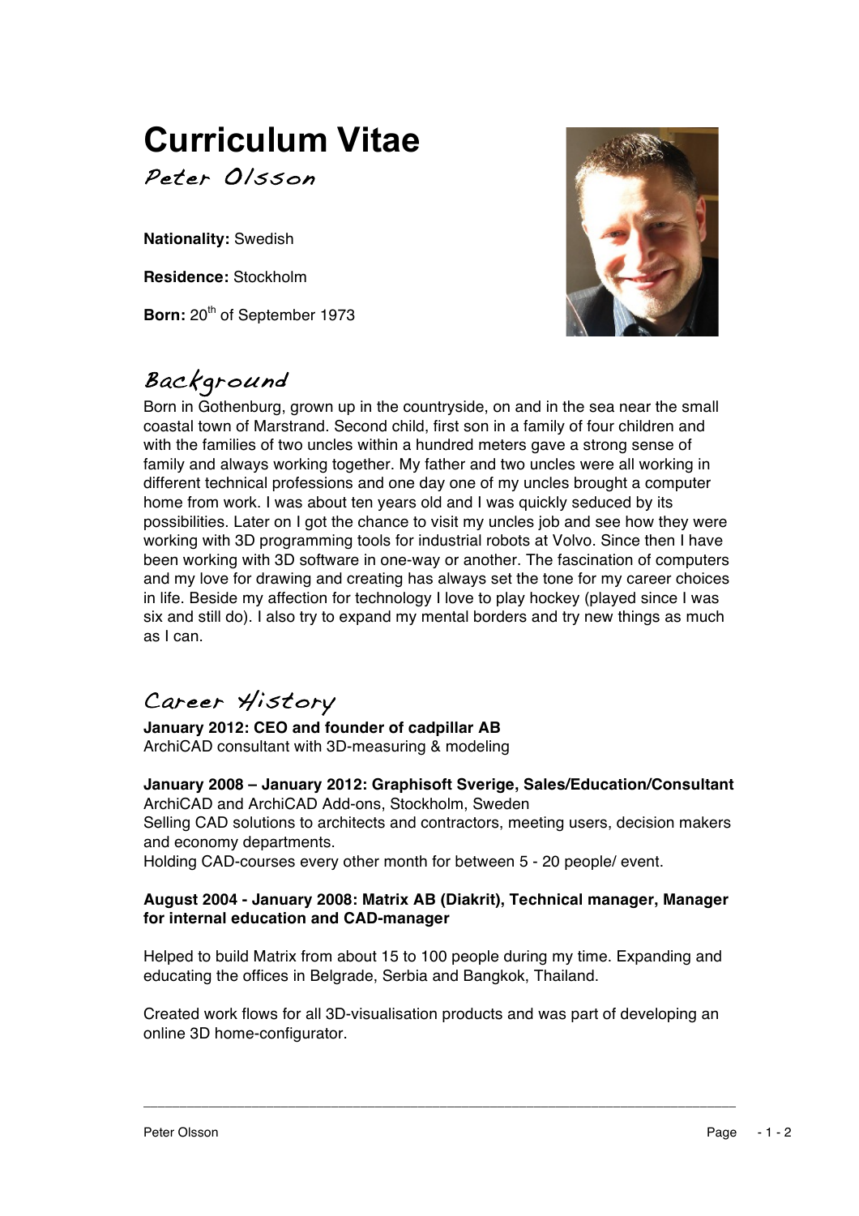# Curriculum Vitae

*Peter Olsson*

**Nationality:** Swedish

**Residence:** Stockholm

**Born:** 20th of September 1973

## Background

Born in Gothenburg, grown up in the countryside, on and in the sea near the small coastal town of Marstrand. Second child, first son in a family of four children and with the families of two uncles within a hundred meters gave a strong sense of family and always working together. My father and two uncles were all working in different technical professions and one day one of my uncles brought a computer home from work. I was about ten years old and I was quickly seduced by its possibilities. Later on I got the chance to visit my uncles job and see how they were working with 3D programming tools for industrial robots at Volvo. Since then I have been working with 3D software in one-way or another. The fascination of computers and my love for drawing and creating has always set the tone for my career choices in life. Beside my affection for technology I love to play hockey (played since I was six and still do). I also try to expand my mental borders and try new things as much as I can.

## Career History

**January 2012: CEO and founder of cadpillar AB**
ArchiCAD consultant with 3D-measuring & modeling

**January 2008 – January 2012: Graphisoft Sverige, Sales/Education/Consultant**
ArchiCAD and ArchiCAD Add-ons, Stockholm, Sweden
Selling CAD solutions to architects and contractors, meeting users, decision makers and economy departments.
Holding CAD-courses every other month for between 5 - 20 people/ event.

**August 2004 - January 2008: Matrix AB (Diakrit), Technical manager, Manager for internal education and CAD-manager**

Helped to build Matrix from about 15 to 100 people during my time. Expanding and educating the offices in Belgrade, Serbia and Bangkok, Thailand.

Created work flows for all 3D-visualisation products and was part of developing an online 3D home-configurator.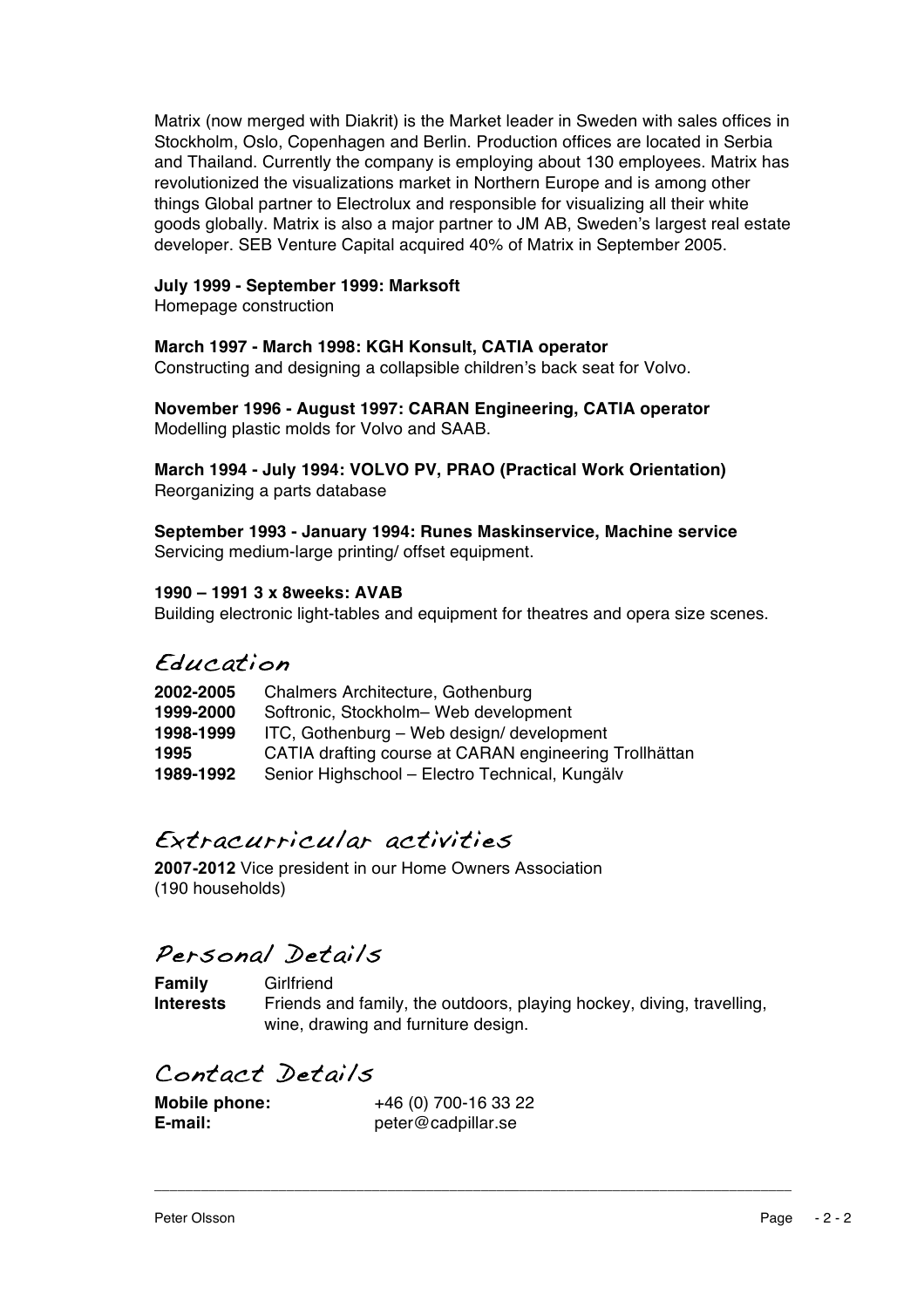Matrix (now merged with Diakrit) is the Market leader in Sweden with sales offices in Stockholm, Oslo, Copenhagen and Berlin. Production offices are located in Serbia and Thailand. Currently the company is employing about 130 employees. Matrix has revolutionized the visualizations market in Northern Europe and is among other things Global partner to Electrolux and responsible for visualizing all their white goods globally. Matrix is also a major partner to JM AB, Sweden's largest real estate developer. SEB Venture Capital acquired 40% of Matrix in September 2005.

**July 1999 - September 1999: Marksoft**
Homepage construction

**March 1997 - March 1998: KGH Konsult, CATIA operator**
Constructing and designing a collapsible children's back seat for Volvo.

**November 1996 - August 1997: CARAN Engineering, CATIA operator**
Modelling plastic molds for Volvo and SAAB.

**March 1994 - July 1994: VOLVO PV, PRAO (Practical Work Orientation)**
Reorganizing a parts database

**September 1993 - January 1994: Runes Maskinservice, Machine service**
Servicing medium-large printing/ offset equipment.

**1990 – 1991 3 x 8weeks: AVAB**
Building electronic light-tables and equipment for theatres and opera size scenes.

## Education

| | |
|---|---|
| **2002-2005** | Chalmers Architecture, Gothenburg |
| **1999-2000** | Softronic, Stockholm– Web development |
| **1998-1999** | ITC, Gothenburg – Web design/ development |
| **1995** | CATIA drafting course at CARAN engineering Trollhättan |
| **1989-1992** | Senior Highschool – Electro Technical, Kungälv |

## Extracurricular activities

**2007-2012** Vice president in our Home Owners Association (190 households)

## Personal Details

| | |
|---|---|
| **Family** | Girlfriend |
| **Interests** | Friends and family, the outdoors, playing hockey, diving, travelling, wine, drawing and furniture design. |

## Contact Details

| | |
|---|---|
| **Mobile phone:** | +46 (0) 700-16 33 22 |
| **E-mail:** | peter@cadpillar.se |